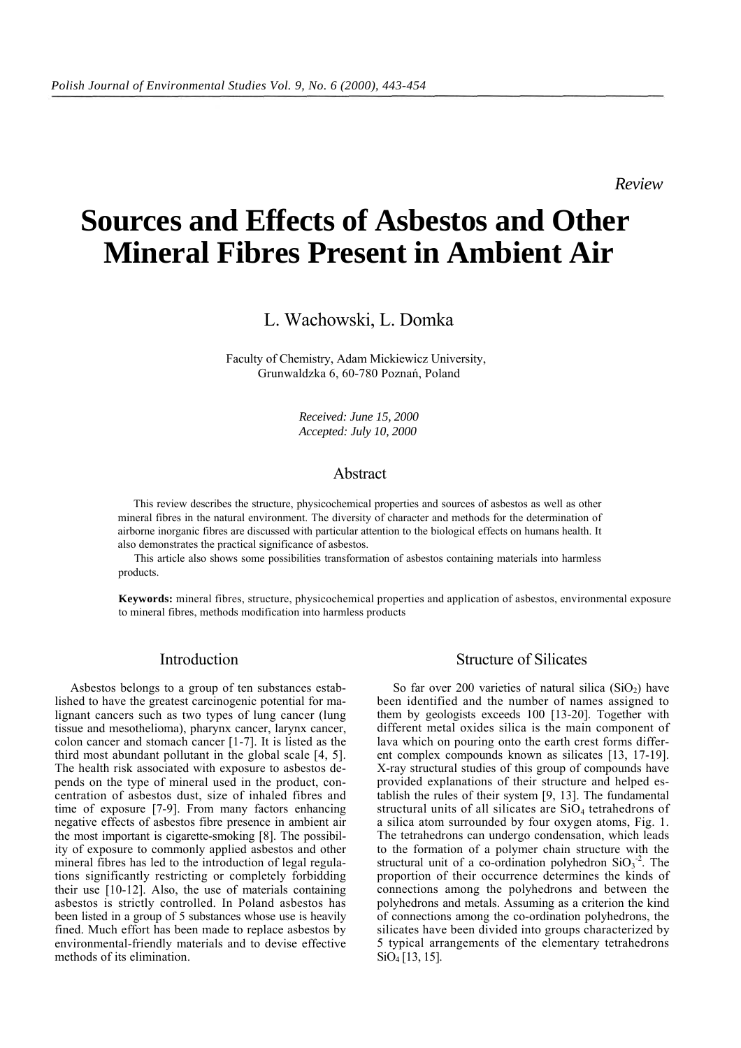*Review*

# Sources and Effects of Asbestos and Other Mineral Fibres Present in Ambient Air

L. Wachowski, L. Domka

Faculty of Chemistry, Adam Mickiewicz University, Grunwaldzka 6, 60-780 Poznań, Poland

*Received: June 15, 2000*
*Accepted: July 10, 2000*

## Abstract

This review describes the structure, physicochemical properties and sources of asbestos as well as other mineral fibres in the natural environment. The diversity of character and methods for the determination of airborne inorganic fibres are discussed with particular attention to the biological effects on humans health. It also demonstrates the practical significance of asbestos.

This article also shows some possibilities transformation of asbestos containing materials into harmless products.

**Keywords:** mineral fibres, structure, physicochemical properties and application of asbestos, environmental exposure to mineral fibres, methods modification into harmless products

## Introduction

Asbestos belongs to a group of ten substances established to have the greatest carcinogenic potential for malignant cancers such as two types of lung cancer (lung tissue and mesothelioma), pharynx cancer, larynx cancer, colon cancer and stomach cancer [1-7]. It is listed as the third most abundant pollutant in the global scale [4, 5]. The health risk associated with exposure to asbestos depends on the type of mineral used in the product, concentration of asbestos dust, size of inhaled fibres and time of exposure [7-9]. From many factors enhancing negative effects of asbestos fibre presence in ambient air the most important is cigarette-smoking [8]. The possibility of exposure to commonly applied asbestos and other mineral fibres has led to the introduction of legal regulations significantly restricting or completely forbidding their use [10-12]. Also, the use of materials containing asbestos is strictly controlled. In Poland asbestos has been listed in a group of 5 substances whose use is heavily fined. Much effort has been made to replace asbestos by environmental-friendly materials and to devise effective methods of its elimination.

## Structure of Silicates

So far over 200 varieties of natural silica ($SiO_2$) have been identified and the number of names assigned to them by geologists exceeds 100 [13-20]. Together with different metal oxides silica is the main component of lava which on pouring onto the earth crest forms different complex compounds known as silicates [13, 17-19]. X-ray structural studies of this group of compounds have provided explanations of their structure and helped establish the rules of their system [9, 13]. The fundamental structural units of all silicates are $SiO_4$ tetrahedrons of a silica atom surrounded by four oxygen atoms, Fig. 1. The tetrahedrons can undergo condensation, which leads to the formation of a polymer chain structure with the structural unit of a co-ordination polyhedron $SiO_3^{-2}$. The proportion of their occurrence determines the kinds of connections among the polyhedrons and between the polyhedrons and metals. Assuming as a criterion the kind of connections among the co-ordination polyhedrons, the silicates have been divided into groups characterized by 5 typical arrangements of the elementary tetrahedrons $SiO_4$ [13, 15].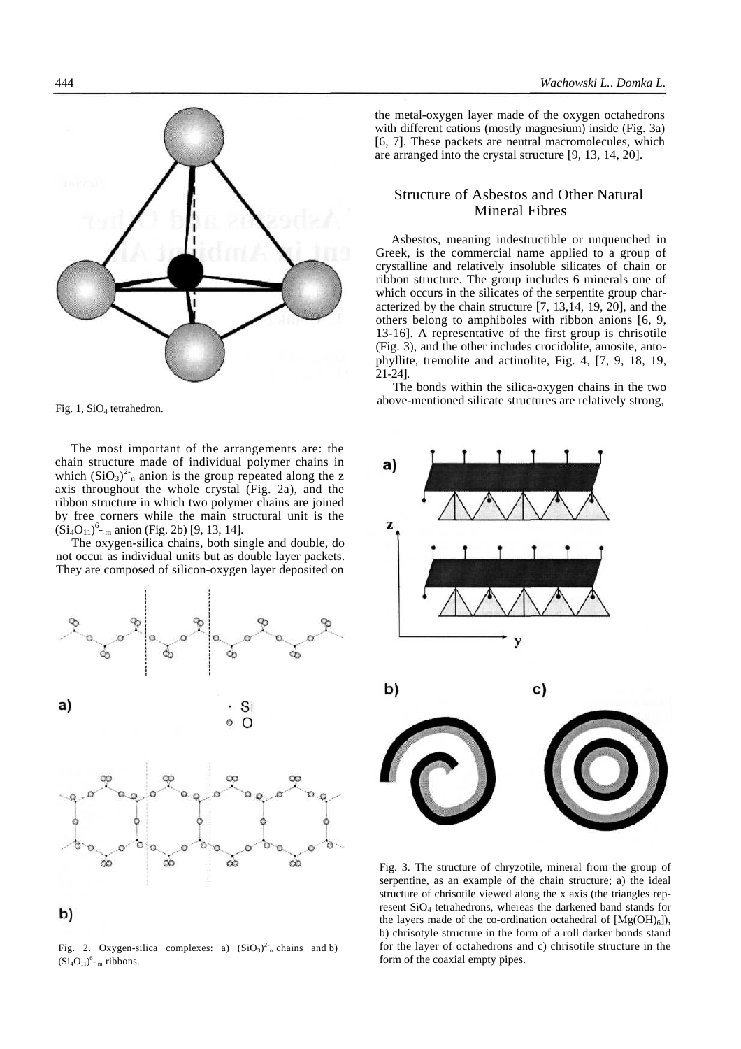Fig. 1, $SiO_4$ tetrahedron.

The most important of the arrangements are: the chain structure made of individual polymer chains in which $(SiO_3)^{2-}{}_n$ anion is the group repeated along the z axis throughout the whole crystal (Fig. 2a), and the ribbon structure in which two polymer chains are joined by free corners while the main structural unit is the $(Si_4O_{11})^{6-}{}_m$ anion (Fig. 2b) [9, 13, 14].

The oxygen-silica chains, both single and double, do not occur as individual units but as double layer packets. They are composed of silicon-oxygen layer deposited on the metal-oxygen layer made of the oxygen octahedrons with different cations (mostly magnesium) inside (Fig. 3a) [6, 7]. These packets are neutral macromolecules, which are arranged into the crystal structure [9, 13, 14, 20].

Fig. 2. Oxygen-silica complexes: a) $(SiO_3)^{2-}{}_n$ chains and b) $(Si_4O_{11})^{6-}{}_m$ ribbons.

## Structure of Asbestos and Other Natural Mineral Fibres

Asbestos, meaning indestructible or unquenched in Greek, is the commercial name applied to a group of crystalline and relatively insoluble silicates of chain or ribbon structure. The group includes 6 minerals one of which occurs in the silicates of the serpentite group characterized by the chain structure [7, 13,14, 19, 20], and the others belong to amphiboles with ribbon anions [6, 9, 13-16]. A representative of the first group is chrisotile (Fig. 3), and the other includes crocidolite, amosite, antophyllite, tremolite and actinolite, Fig. 4, [7, 9, 18, 19, 21-24].

The bonds within the silica-oxygen chains in the two above-mentioned silicate structures are relatively strong,

Fig. 3. The structure of chryzotile, mineral from the group of serpentine, as an example of the chain structure; a) the ideal structure of chrisotile viewed along the x axis (the triangles represent $SiO_4$ tetrahedrons, whereas the darkened band stands for the layers made of the co-ordination octahedral of $[Mg(OH)_6]$), b) chrisotyle structure in the form of a roll darker bonds stand for the layer of octahedrons and c) chrisotile structure in the form of the coaxial empty pipes.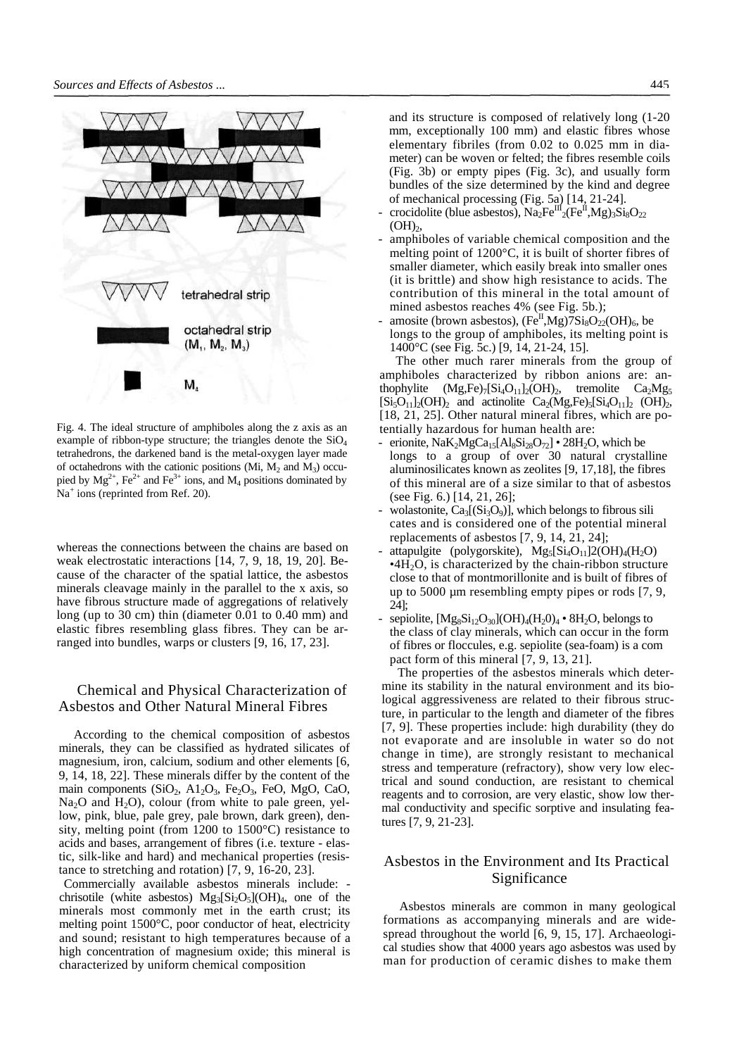Fig. 4. The ideal structure of amphiboles along the z axis as an example of ribbon-type structure; the triangles denote the $SiO_4$ tetrahedrons, the darkened band is the metal-oxygen layer made of octahedrons with the cationic positions (Mi, $M_2$ and $M_3$) occupied by $Mg^{2+}$, $Fe^{2+}$ and $Fe^{3+}$ ions, and $M_4$ positions dominated by $Na^+$ ions (reprinted from Ref. 20).

whereas the connections between the chains are based on weak electrostatic interactions [14, 7, 9, 18, 19, 20]. Because of the character of the spatial lattice, the asbestos minerals cleavage mainly in the parallel to the x axis, so have fibrous structure made of aggregations of relatively long (up to 30 cm) thin (diameter 0.01 to 0.40 mm) and elastic fibres resembling glass fibres. They can be arranged into bundles, warps or clusters [9, 16, 17, 23].

## Chemical and Physical Characterization of Asbestos and Other Natural Mineral Fibres

According to the chemical composition of asbestos minerals, they can be classified as hydrated silicates of magnesium, iron, calcium, sodium and other elements [6, 9, 14, 18, 22]. These minerals differ by the content of the main components ($SiO_2$, $Al_2O_3$, $Fe_2O_3$, FeO, MgO, CaO, $Na_2O$ and $H_2O$), colour (from white to pale green, yellow, pink, blue, pale grey, pale brown, dark green), density, melting point (from 1200 to 1500°C) resistance to acids and bases, arrangement of fibres (i.e. texture - elastic, silk-like and hard) and mechanical properties (resistance to stretching and rotation) [7, 9, 16-20, 23].

Commercially available asbestos minerals include:

- chrisotile (white asbestos) $Mg_3[Si_2O_5](OH)_4$, one of the minerals most commonly met in the earth crust; its melting point 1500°C, poor conductor of heat, electricity and sound; resistant to high temperatures because of a high concentration of magnesium oxide; this mineral is characterized by uniform chemical composition and its structure is composed of relatively long (1-20 mm, exceptionally 100 mm) and elastic fibres whose elementary fibriles (from 0.02 to 0.025 mm in diameter) can be woven or felted; the fibres resemble coils (Fig. 3b) or empty pipes (Fig. 3c), and usually form bundles of the size determined by the kind and degree of mechanical processing (Fig. 5a) [14, 21-24].
- crocidolite (blue asbestos), $Na_2Fe^{III}{}_2(Fe^{II},Mg)_3Si_8O_{22}(OH)_2$,
- amphiboles of variable chemical composition and the melting point of 1200°C, it is built of shorter fibres of smaller diameter, which easily break into smaller ones (it is brittle) and show high resistance to acids. The contribution of this mineral in the total amount of mined asbestos reaches 4% (see Fig. 5b.);
- amosite (brown asbestos), $(Fe^{II},Mg)7Si_8O_{22}(OH)_6$, be longs to the group of amphiboles, its melting point is 1400°C (see Fig. 5c.) [9, 14, 21-24, 15].

The other much rarer minerals from the group of amphiboles characterized by ribbon anions are: anthophylite $(Mg,Fe)_7[Si_4O_{11}]_2(OH)_2$, tremolite $Ca_2Mg_5[Si_5O_{11}]_2(OH)_2$ and actinolite $Ca_2(Mg,Fe)_5[Si_4O_{11}]_2(OH)_2$, [18, 21, 25]. Other natural mineral fibres, which are potentially hazardous for human health are:

- erionite, $NaK_2MgCa_{15}[Al_8Si_{28}O_{72}] \cdot 28H_2O$, which be longs to a group of over 30 natural crystalline aluminosilicates known as zeolites [9, 17,18], the fibres of this mineral are of a size similar to that of asbestos (see Fig. 6.) [14, 21, 26];
- wolastonite, $Ca_3[(Si_3O_9)]$, which belongs to fibrous sili cates and is considered one of the potential mineral replacements of asbestos [7, 9, 14, 21, 24];
- attapulgite (polygorskite), $Mg_5[Si_4O_{11}]2(OH)_4(H_2O) \cdot 4H_2O$, is characterized by the chain-ribbon structure close to that of montmorillonite and is built of fibres of up to 5000 μm resembling empty pipes or rods [7, 9, 24];
- sepiolite, $[Mg_8Si_{12}O_{30}](OH)_4(H_2O)_4 \cdot 8H_2O$, belongs to the class of clay minerals, which can occur in the form of fibres or floccules, e.g. sepiolite (sea-foam) is a com pact form of this mineral [7, 9, 13, 21].

The properties of the asbestos minerals which determine its stability in the natural environment and its biological aggressiveness are related to their fibrous structure, in particular to the length and diameter of the fibres [7, 9]. These properties include: high durability (they do not evaporate and are insoluble in water so do not change in time), are strongly resistant to mechanical stress and temperature (refractory), show very low electrical and sound conduction, are resistant to chemical reagents and to corrosion, are very elastic, show low thermal conductivity and specific sorptive and insulating features [7, 9, 21-23].

## Asbestos in the Environment and Its Practical Significance

Asbestos minerals are common in many geological formations as accompanying minerals and are widespread throughout the world [6, 9, 15, 17]. Archaeological studies show that 4000 years ago asbestos was used by man for production of ceramic dishes to make them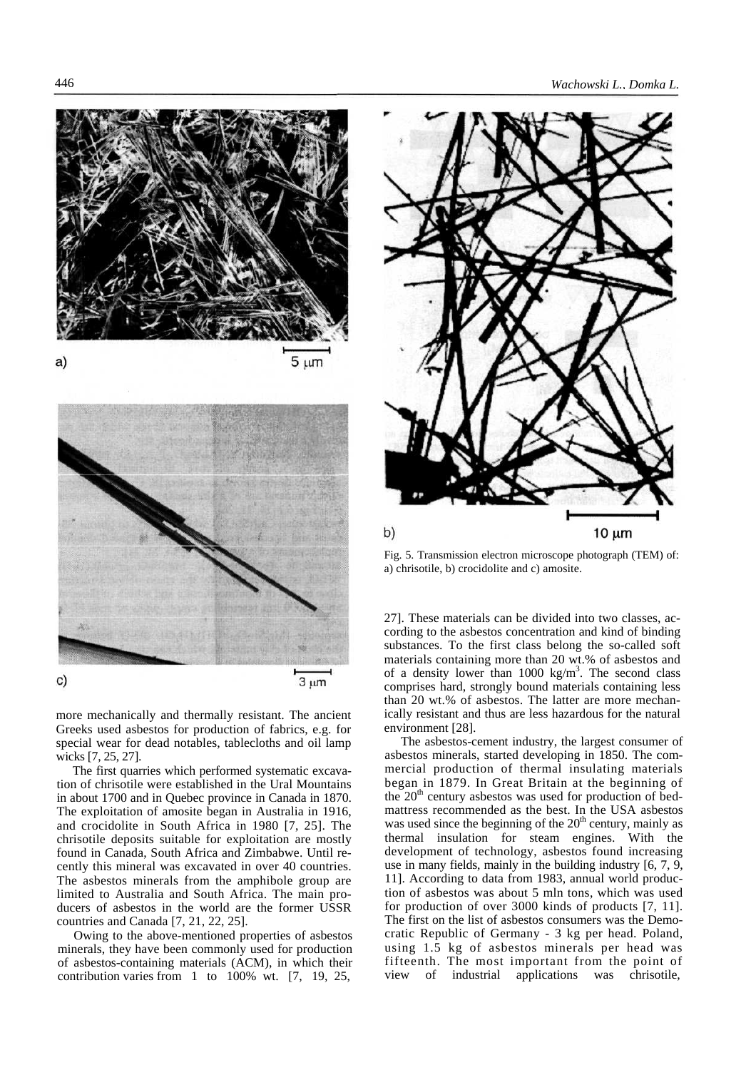a) 5 μm

c) 3 μm

b) 10 μm

Fig. 5. Transmission electron microscope photograph (TEM) of: a) chrisotile, b) crocidolite and c) amosite.

more mechanically and thermally resistant. The ancient Greeks used asbestos for production of fabrics, e.g. for special wear for dead notables, tablecloths and oil lamp wicks [7, 25, 27].

The first quarries which performed systematic excavation of chrisotile were established in the Ural Mountains in about 1700 and in Quebec province in Canada in 1870. The exploitation of amosite began in Australia in 1916, and crocidolite in South Africa in 1980 [7, 25]. The chrisotile deposits suitable for exploitation are mostly found in Canada, South Africa and Zimbabwe. Until recently this mineral was excavated in over 40 countries. The asbestos minerals from the amphibole group are limited to Australia and South Africa. The main producers of asbestos in the world are the former USSR countries and Canada [7, 21, 22, 25].

Owing to the above-mentioned properties of asbestos minerals, they have been commonly used for production of asbestos-containing materials (ACM), in which their contribution varies from 1 to 100% wt. [7, 19, 25, 27]. These materials can be divided into two classes, according to the asbestos concentration and kind of binding substances. To the first class belong the so-called soft materials containing more than 20 wt.% of asbestos and of a density lower than 1000 kg/m$^3$. The second class comprises hard, strongly bound materials containing less than 20 wt.% of asbestos. The latter are more mechanically resistant and thus are less hazardous for the natural environment [28].

The asbestos-cement industry, the largest consumer of asbestos minerals, started developing in 1850. The commercial production of thermal insulating materials began in 1879. In Great Britain at the beginning of the 20$^{th}$ century asbestos was used for production of bed-mattress recommended as the best. In the USA asbestos was used since the beginning of the 20$^{th}$ century, mainly as thermal insulation for steam engines. With the development of technology, asbestos found increasing use in many fields, mainly in the building industry [6, 7, 9, 11]. According to data from 1983, annual world production of asbestos was about 5 mln tons, which was used for production of over 3000 kinds of products [7, 11]. The first on the list of asbestos consumers was the Democratic Republic of Germany - 3 kg per head. Poland, using 1.5 kg of asbestos minerals per head was fifteenth. The most important from the point of view of industrial applications was chrisotile,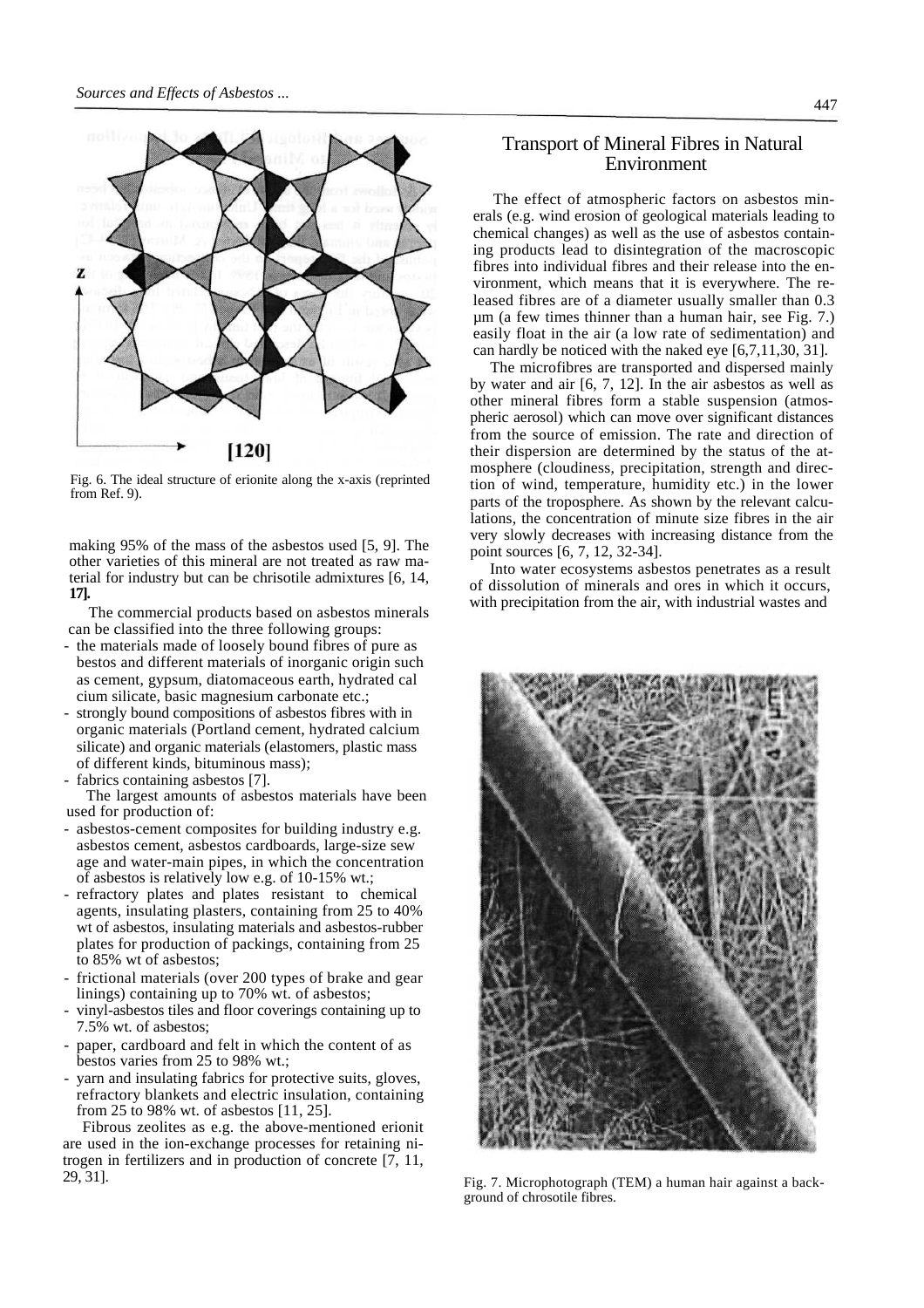Fig. 6. The ideal structure of erionite along the x-axis (reprinted from Ref. 9).

making 95% of the mass of the asbestos used [5, 9]. The other varieties of this mineral are not treated as raw material for industry but can be chrisotile admixtures [6, 14, **17**].

The commercial products based on asbestos minerals can be classified into the three following groups:

- the materials made of loosely bound fibres of pure asbestos and different materials of inorganic origin such as cement, gypsum, diatomaceous earth, hydrated calcium silicate, basic magnesium carbonate etc.;
- strongly bound compositions of asbestos fibres with in organic materials (Portland cement, hydrated calcium silicate) and organic materials (elastomers, plastic mass of different kinds, bituminous mass);
- fabrics containing asbestos [7].

The largest amounts of asbestos materials have been used for production of:

- asbestos-cement composites for building industry e.g. asbestos cement, asbestos cardboards, large-size sewage and water-main pipes, in which the concentration of asbestos is relatively low e.g. of 10-15% wt.;
- refractory plates and plates resistant to chemical agents, insulating plasters, containing from 25 to 40% wt of asbestos, insulating materials and asbestos-rubber plates for production of packings, containing from 25 to 85% wt of asbestos;
- frictional materials (over 200 types of brake and gear linings) containing up to 70% wt. of asbestos;
- vinyl-asbestos tiles and floor coverings containing up to 7.5% wt. of asbestos;
- paper, cardboard and felt in which the content of asbestos varies from 25 to 98% wt.;
- yarn and insulating fabrics for protective suits, gloves, refractory blankets and electric insulation, containing from 25 to 98% wt. of asbestos [11, 25].

Fibrous zeolites as e.g. the above-mentioned erionit are used in the ion-exchange processes for retaining nitrogen in fertilizers and in production of concrete [7, 11, 29, 31].

## Transport of Mineral Fibres in Natural Environment

The effect of atmospheric factors on asbestos minerals (e.g. wind erosion of geological materials leading to chemical changes) as well as the use of asbestos containing products lead to disintegration of the macroscopic fibres into individual fibres and their release into the environment, which means that it is everywhere. The released fibres are of a diameter usually smaller than 0.3 μm (a few times thinner than a human hair, see Fig. 7.) easily float in the air (a low rate of sedimentation) and can hardly be noticed with the naked eye [6,7,11,30, 31].

The microfibres are transported and dispersed mainly by water and air [6, 7, 12]. In the air asbestos as well as other mineral fibres form a stable suspension (atmospheric aerosol) which can move over significant distances from the source of emission. The rate and direction of their dispersion are determined by the status of the atmosphere (cloudiness, precipitation, strength and direction of wind, temperature, humidity etc.) in the lower parts of the troposphere. As shown by the relevant calculations, the concentration of minute size fibres in the air very slowly decreases with increasing distance from the point sources [6, 7, 12, 32-34].

Into water ecosystems asbestos penetrates as a result of dissolution of minerals and ores in which it occurs, with precipitation from the air, with industrial wastes and

Fig. 7. Microphotograph (TEM) a human hair against a background of chrosotile fibres.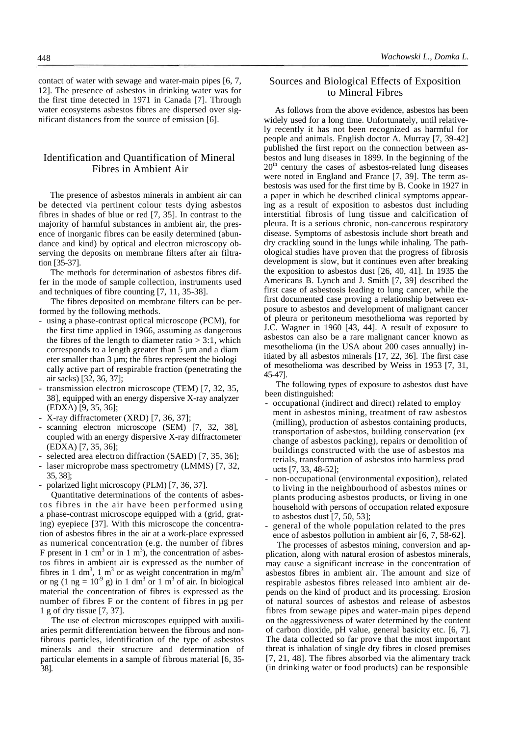contact of water with sewage and water-main pipes [6, 7, 12]. The presence of asbestos in drinking water was for the first time detected in 1971 in Canada [7]. Through water ecosystems asbestos fibres are dispersed over significant distances from the source of emission [6].

## Identification and Quantification of Mineral Fibres in Ambient Air

The presence of asbestos minerals in ambient air can be detected via pertinent colour tests dying asbestos fibres in shades of blue or red [7, 35]. In contrast to the majority of harmful substances in ambient air, the presence of inorganic fibres can be easily determined (abundance and kind) by optical and electron microscopy observing the deposits on membrane filters after air filtration [35-37].

The methods for determination of asbestos fibres differ in the mode of sample collection, instruments used and techniques of fibre counting [7, 11, 35-38].

The fibres deposited on membrane filters can be performed by the following methods.

- using a phase-contrast optical microscope (PCM), for the first time applied in 1966, assuming as dangerous the fibres of the length to diameter ratio > 3:1, which corresponds to a length greater than 5 µm and a diameter smaller than 3 µm; the fibres represent the biologically active part of respirable fraction (penetrating the air sacks) [32, 36, 37];
- transmission electron microscope (TEM) [7, 32, 35, 38], equipped with an energy dispersive X-ray analyzer (EDXA) [9, 35, 36];
- X-ray diffractometer (XRD) [7, 36, 37];
- scanning electron microscope (SEM) [7, 32, 38], coupled with an energy dispersive X-ray diffractometer (EDXA) [7, 35, 36];
- selected area electron diffraction (SAED) [7, 35, 36];
- laser microprobe mass spectrometry (LMMS) [7, 32, 35, 38];
- polarized light microscopy (PLM) [7, 36, 37].

Quantitative determinations of the contents of asbestos fibres in the air have been performed using a phase-contrast microscope equipped with a (grid, grating) eyepiece [37]. With this microscope the concentration of asbestos fibres in the air at a work-place expressed as numerical concentration (e.g. the number of fibres F present in 1 cm$^3$ or in 1 m$^3$), the concentration of asbestos fibres in ambient air is expressed as the number of fibres in 1 dm$^3$, 1 m$^3$ or as weight concentration in mg/m$^3$ or ng (1 ng = $10^{-9}$ g) in 1 dm$^3$ or 1 m$^3$ of air. In biological material the concentration of fibres is expressed as the number of fibres F or the content of fibres in µg per 1 g of dry tissue [7, 37].

The use of electron microscopes equipped with auxiliaries permit differentiation between the fibrous and non-fibrous particles, identification of the type of asbestos minerals and their structure and determination of particular elements in a sample of fibrous material [6, 35-38].

## Sources and Biological Effects of Exposition to Mineral Fibres

As follows from the above evidence, asbestos has been widely used for a long time. Unfortunately, until relatively recently it has not been recognized as harmful for people and animals. English doctor A. Murray [7, 39-42] published the first report on the connection between asbestos and lung diseases in 1899. In the beginning of the 20$^{th}$ century the cases of asbestos-related lung diseases were noted in England and France [7, 39]. The term asbestosis was used for the first time by B. Cooke in 1927 in a paper in which he described clinical symptoms appearing as a result of exposition to asbestos dust including interstitial fibrosis of lung tissue and calcification of pleura. It is a serious chronic, non-cancerous respiratory disease. Symptoms of asbestosis include short breath and dry crackling sound in the lungs while inhaling. The pathological studies have proven that the progress of fibrosis development is slow, but it continues even after breaking the exposition to asbestos dust [26, 40, 41]. In 1935 the Americans B. Lynch and J. Smith [7, 39] described the first case of asbestosis leading to lung cancer, while the first documented case proving a relationship between exposure to asbestos and development of malignant cancer of pleura or peritoneum mesothelioma was reported by J.C. Wagner in 1960 [43, 44]. A result of exposure to asbestos can also be a rare malignant cancer known as mesothelioma (in the USA about 200 cases annually) initiated by all asbestos minerals [17, 22, 36]. The first case of mesothelioma was described by Weiss in 1953 [7, 31, 45-47].

The following types of exposure to asbestos dust have been distinguished:

- occupational (indirect and direct) related to employment in asbestos mining, treatment of raw asbestos (milling), production of asbestos containing products, transportation of asbestos, building conservation (exchange of asbestos packing), repairs or demolition of buildings constructed with the use of asbestos materials, transformation of asbestos into harmless products [7, 33, 48-52];
- non-occupational (environmental exposition), related to living in the neighbourhood of asbestos mines or plants producing asbestos products, or living in one household with persons of occupation related exposure to asbestos dust [7, 50, 53];
- general of the whole population related to the presence of asbestos pollution in ambient air [6, 7, 58-62].

The processes of asbestos mining, conversion and application, along with natural erosion of asbestos minerals, may cause a significant increase in the concentration of asbestos fibres in ambient air. The amount and size of respirable asbestos fibres released into ambient air depends on the kind of product and its processing. Erosion of natural sources of asbestos and release of asbestos fibres from sewage pipes and water-main pipes depend on the aggressiveness of water determined by the content of carbon dioxide, pH value, general basicity etc. [6, 7]. The data collected so far prove that the most important threat is inhalation of single dry fibres in closed premises [7, 21, 48]. The fibres absorbed via the alimentary track (in drinking water or food products) can be responsible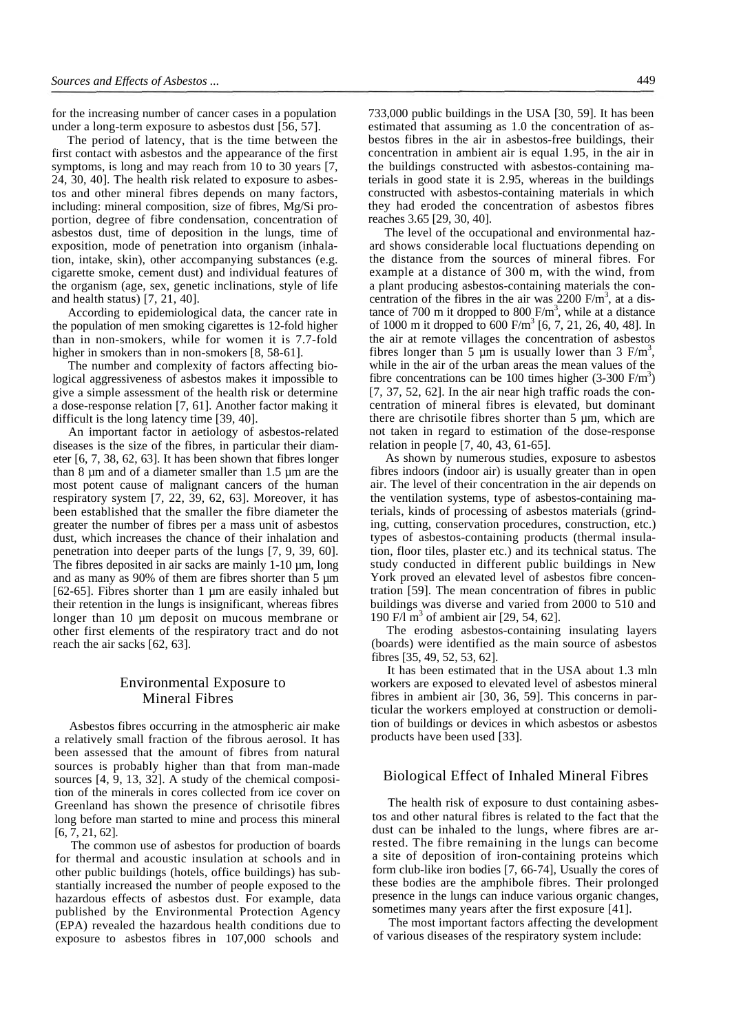for the increasing number of cancer cases in a population under a long-term exposure to asbestos dust [56, 57].

The period of latency, that is the time between the first contact with asbestos and the appearance of the first symptoms, is long and may reach from 10 to 30 years [7, 24, 30, 40]. The health risk related to exposure to asbestos and other mineral fibres depends on many factors, including: mineral composition, size of fibres, Mg/Si proportion, degree of fibre condensation, concentration of asbestos dust, time of deposition in the lungs, time of exposition, mode of penetration into organism (inhalation, intake, skin), other accompanying substances (e.g. cigarette smoke, cement dust) and individual features of the organism (age, sex, genetic inclinations, style of life and health status) [7, 21, 40].

According to epidemiological data, the cancer rate in the population of men smoking cigarettes is 12-fold higher than in non-smokers, while for women it is 7.7-fold higher in smokers than in non-smokers [8, 58-61].

The number and complexity of factors affecting biological aggressiveness of asbestos makes it impossible to give a simple assessment of the health risk or determine a dose-response relation [7, 61]. Another factor making it difficult is the long latency time [39, 40].

An important factor in aetiology of asbestos-related diseases is the size of the fibres, in particular their diameter [6, 7, 38, 62, 63]. It has been shown that fibres longer than 8 µm and of a diameter smaller than 1.5 µm are the most potent cause of malignant cancers of the human respiratory system [7, 22, 39, 62, 63]. Moreover, it has been established that the smaller the fibre diameter the greater the number of fibres per a mass unit of asbestos dust, which increases the chance of their inhalation and penetration into deeper parts of the lungs [7, 9, 39, 60]. The fibres deposited in air sacks are mainly 1-10 µm, long and as many as 90% of them are fibres shorter than 5 µm [62-65]. Fibres shorter than 1 µm are easily inhaled but their retention in the lungs is insignificant, whereas fibres longer than 10 µm deposit on mucous membrane or other first elements of the respiratory tract and do not reach the air sacks [62, 63].

## Environmental Exposure to Mineral Fibres

Asbestos fibres occurring in the atmospheric air make a relatively small fraction of the fibrous aerosol. It has been assessed that the amount of fibres from natural sources is probably higher than that from man-made sources [4, 9, 13, 32]. A study of the chemical composition of the minerals in cores collected from ice cover on Greenland has shown the presence of chrisotile fibres long before man started to mine and process this mineral [6, 7, 21, 62].

The common use of asbestos for production of boards for thermal and acoustic insulation at schools and in other public buildings (hotels, office buildings) has substantially increased the number of people exposed to the hazardous effects of asbestos dust. For example, data published by the Environmental Protection Agency (EPA) revealed the hazardous health conditions due to exposure to asbestos fibres in 107,000 schools and 733,000 public buildings in the USA [30, 59]. It has been estimated that assuming as 1.0 the concentration of asbestos fibres in the air in asbestos-free buildings, their concentration in ambient air is equal 1.95, in the air in the buildings constructed with asbestos-containing materials in good state it is 2.95, whereas in the buildings constructed with asbestos-containing materials in which they had eroded the concentration of asbestos fibres reaches 3.65 [29, 30, 40].

The level of the occupational and environmental hazard shows considerable local fluctuations depending on the distance from the sources of mineral fibres. For example at a distance of 300 m, with the wind, from a plant producing asbestos-containing materials the concentration of the fibres in the air was 2200 F/m$^3$, at a distance of 700 m it dropped to 800 F/m$^3$, while at a distance of 1000 m it dropped to 600 F/m$^3$ [6, 7, 21, 26, 40, 48]. In the air at remote villages the concentration of asbestos fibres longer than 5 µm is usually lower than 3 F/m$^3$, while in the air of the urban areas the mean values of the fibre concentrations can be 100 times higher (3-300 F/m$^3$) [7, 37, 52, 62]. In the air near high traffic roads the concentration of mineral fibres is elevated, but dominant there are chrisotile fibres shorter than 5 µm, which are not taken in regard to estimation of the dose-response relation in people [7, 40, 43, 61-65].

As shown by numerous studies, exposure to asbestos fibres indoors (indoor air) is usually greater than in open air. The level of their concentration in the air depends on the ventilation systems, type of asbestos-containing materials, kinds of processing of asbestos materials (grinding, cutting, conservation procedures, construction, etc.) types of asbestos-containing products (thermal insulation, floor tiles, plaster etc.) and its technical status. The study conducted in different public buildings in New York proved an elevated level of asbestos fibre concentration [59]. The mean concentration of fibres in public buildings was diverse and varied from 2000 to 510 and 190 F/l m$^3$ of ambient air [29, 54, 62].

The eroding asbestos-containing insulating layers (boards) were identified as the main source of asbestos fibres [35, 49, 52, 53, 62].

It has been estimated that in the USA about 1.3 mln workers are exposed to elevated level of asbestos mineral fibres in ambient air [30, 36, 59]. This concerns in particular the workers employed at construction or demolition of buildings or devices in which asbestos or asbestos products have been used [33].

## Biological Effect of Inhaled Mineral Fibres

The health risk of exposure to dust containing asbestos and other natural fibres is related to the fact that the dust can be inhaled to the lungs, where fibres are arrested. The fibre remaining in the lungs can become a site of deposition of iron-containing proteins which form club-like iron bodies [7, 66-74], Usually the cores of these bodies are the amphibole fibres. Their prolonged presence in the lungs can induce various organic changes, sometimes many years after the first exposure [41].

The most important factors affecting the development of various diseases of the respiratory system include: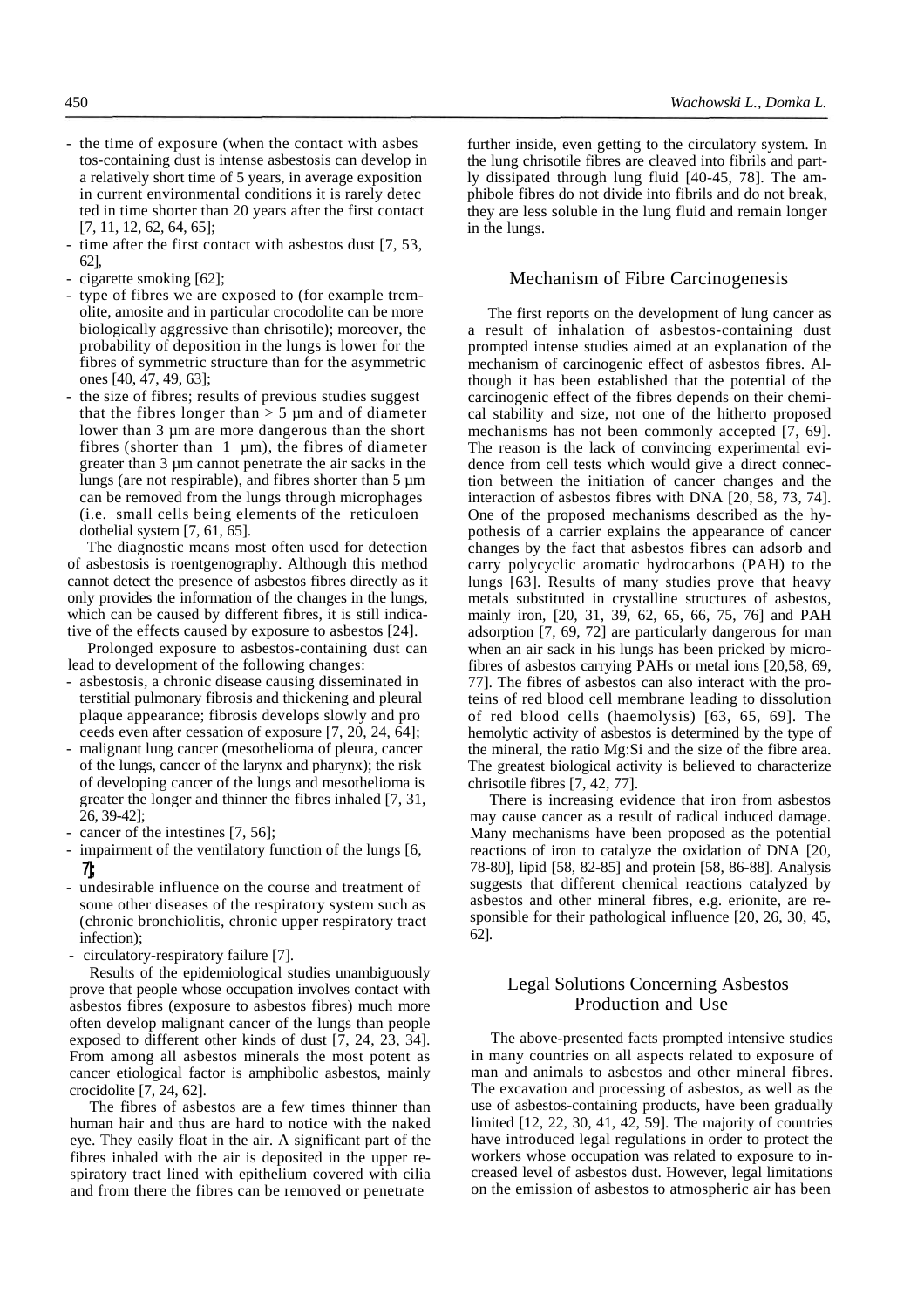- the time of exposure (when the contact with asbestos-containing dust is intense asbestosis can develop in a relatively short time of 5 years, in average exposition in current environmental conditions it is rarely detected in time shorter than 20 years after the first contact [7, 11, 12, 62, 64, 65];
- time after the first contact with asbestos dust [7, 53, 62],
- cigarette smoking [62];
- type of fibres we are exposed to (for example tremolite, amosite and in particular crocodolite can be more biologically aggressive than chrisotile); moreover, the probability of deposition in the lungs is lower for the fibres of symmetric structure than for the asymmetric ones [40, 47, 49, 63];
- the size of fibres; results of previous studies suggest that the fibres longer than > 5 µm and of diameter lower than 3 µm are more dangerous than the short fibres (shorter than 1 µm), the fibres of diameter greater than 3 µm cannot penetrate the air sacks in the lungs (are not respirable), and fibres shorter than 5 µm can be removed from the lungs through microphages (i.e. small cells being elements of the reticuloendothelial system [7, 61, 65].

The diagnostic means most often used for detection of asbestosis is roentgenography. Although this method cannot detect the presence of asbestos fibres directly as it only provides the information of the changes in the lungs, which can be caused by different fibres, it is still indicative of the effects caused by exposure to asbestos [24].

Prolonged exposure to asbestos-containing dust can lead to development of the following changes:

- asbestosis, a chronic disease causing disseminated interstitial pulmonary fibrosis and thickening and pleural plaque appearance; fibrosis develops slowly and proceeds even after cessation of exposure [7, 20, 24, 64];
- malignant lung cancer (mesothelioma of pleura, cancer of the lungs, cancer of the larynx and pharynx); the risk of developing cancer of the lungs and mesothelioma is greater the longer and thinner the fibres inhaled [7, 31, 26, 39-42];
- cancer of the intestines [7, 56];
- impairment of the ventilatory function of the lungs [6, 7];
- undesirable influence on the course and treatment of some other diseases of the respiratory system such as (chronic bronchiolitis, chronic upper respiratory tract infection);
- circulatory-respiratory failure [7].

Results of the epidemiological studies unambiguously prove that people whose occupation involves contact with asbestos fibres (exposure to asbestos fibres) much more often develop malignant cancer of the lungs than people exposed to different other kinds of dust [7, 24, 23, 34]. From among all asbestos minerals the most potent as cancer etiological factor is amphibolic asbestos, mainly crocidolite [7, 24, 62].

The fibres of asbestos are a few times thinner than human hair and thus are hard to notice with the naked eye. They easily float in the air. A significant part of the fibres inhaled with the air is deposited in the upper respiratory tract lined with epithelium covered with cilia and from there the fibres can be removed or penetrate further inside, even getting to the circulatory system. In the lung chrisotile fibres are cleaved into fibrils and partly dissipated through lung fluid [40-45, 78]. The amphibole fibres do not divide into fibrils and do not break, they are less soluble in the lung fluid and remain longer in the lungs.

## Mechanism of Fibre Carcinogenesis

The first reports on the development of lung cancer as a result of inhalation of asbestos-containing dust prompted intense studies aimed at an explanation of the mechanism of carcinogenic effect of asbestos fibres. Although it has been established that the potential of the carcinogenic effect of the fibres depends on their chemical stability and size, not one of the hitherto proposed mechanisms has not been commonly accepted [7, 69]. The reason is the lack of convincing experimental evidence from cell tests which would give a direct connection between the initiation of cancer changes and the interaction of asbestos fibres with DNA [20, 58, 73, 74]. One of the proposed mechanisms described as the hypothesis of a carrier explains the appearance of cancer changes by the fact that asbestos fibres can adsorb and carry polycyclic aromatic hydrocarbons (PAH) to the lungs [63]. Results of many studies prove that heavy metals substituted in crystalline structures of asbestos, mainly iron, [20, 31, 39, 62, 65, 66, 75, 76] and PAH adsorption [7, 69, 72] are particularly dangerous for man when an air sack in his lungs has been pricked by microfibres of asbestos carrying PAHs or metal ions [20,58, 69, 77]. The fibres of asbestos can also interact with the proteins of red blood cell membrane leading to dissolution of red blood cells (haemolysis) [63, 65, 69]. The hemolytic activity of asbestos is determined by the type of the mineral, the ratio Mg:Si and the size of the fibre area. The greatest biological activity is believed to characterize chrisotile fibres [7, 42, 77].

There is increasing evidence that iron from asbestos may cause cancer as a result of radical induced damage. Many mechanisms have been proposed as the potential reactions of iron to catalyze the oxidation of DNA [20, 78-80], lipid [58, 82-85] and protein [58, 86-88]. Analysis suggests that different chemical reactions catalyzed by asbestos and other mineral fibres, e.g. erionite, are responsible for their pathological influence [20, 26, 30, 45, 62].

## Legal Solutions Concerning Asbestos Production and Use

The above-presented facts prompted intensive studies in many countries on all aspects related to exposure of man and animals to asbestos and other mineral fibres. The excavation and processing of asbestos, as well as the use of asbestos-containing products, have been gradually limited [12, 22, 30, 41, 42, 59]. The majority of countries have introduced legal regulations in order to protect the workers whose occupation was related to exposure to increased level of asbestos dust. However, legal limitations on the emission of asbestos to atmospheric air has been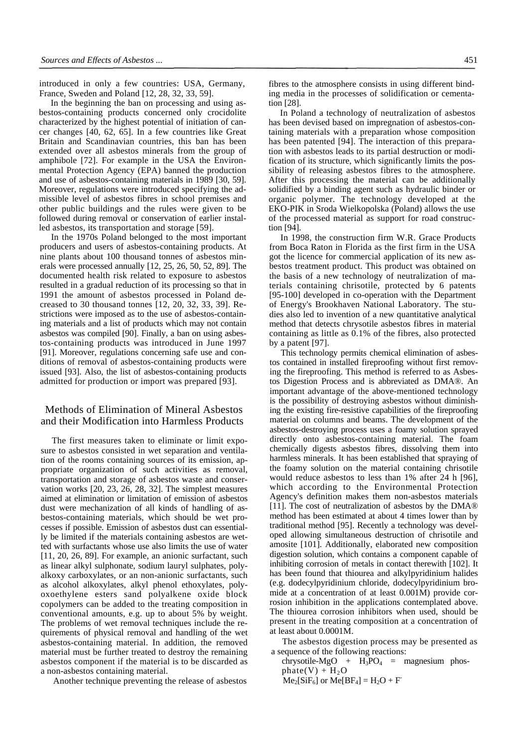introduced in only a few countries: USA, Germany, France, Sweden and Poland [12, 28, 32, 33, 59].

In the beginning the ban on processing and using asbestos-containing products concerned only crocidolite characterized by the highest potential of initiation of cancer changes [40, 62, 65]. In a few countries like Great Britain and Scandinavian countries, this ban has been extended over all asbestos minerals from the group of amphibole [72]. For example in the USA the Environmental Protection Agency (EPA) banned the production and use of asbestos-containing materials in 1989 [30, 59]. Moreover, regulations were introduced specifying the admissible level of asbestos fibres in school premises and other public buildings and the rules were given to be followed during removal or conservation of earlier installed asbestos, its transportation and storage [59].

In the 1970s Poland belonged to the most important producers and users of asbestos-containing products. At nine plants about 100 thousand tonnes of asbestos minerals were processed annually [12, 25, 26, 50, 52, 89]. The documented health risk related to exposure to asbestos resulted in a gradual reduction of its processing so that in 1991 the amount of asbestos processed in Poland decreased to 30 thousand tonnes [12, 20, 32, 33, 39]. Restrictions were imposed as to the use of asbestos-containing materials and a list of products which may not contain asbestos was compiled [90]. Finally, a ban on using asbestos-containing products was introduced in June 1997 [91]. Moreover, regulations concerning safe use and conditions of removal of asbestos-containing products were issued [93]. Also, the list of asbestos-containing products admitted for production or import was prepared [93].

## Methods of Elimination of Mineral Asbestos and their Modification into Harmless Products

The first measures taken to eliminate or limit exposure to asbestos consisted in wet separation and ventilation of the rooms containing sources of its emission, appropriate organization of such activities as removal, transportation and storage of asbestos waste and conservation works [20, 23, 26, 28, 32]. The simplest measures aimed at elimination or limitation of emission of asbestos dust were mechanization of all kinds of handling of asbestos-containing materials, which should be wet processes if possible. Emission of asbestos dust can essentially be limited if the materials containing asbestos are wetted with surfactants whose use also limits the use of water [11, 20, 26, 89]. For example, an anionic surfactant, such as linear alkyl sulphonate, sodium lauryl sulphates, polyalkoxy carboxylates, or an non-anionic surfactants, such as alcohol alkoxylates, alkyl phenol ethoxylates, polyoxoethylene esters sand polyalkene oxide block copolymers can be added to the treating composition in conventional amounts, e.g. up to about 5% by weight. The problems of wet removal techniques include the requirements of physical removal and handling of the wet asbestos-containing material. In addition, the removed material must be further treated to destroy the remaining asbestos component if the material is to be discarded as a non-asbestos containing material.

Another technique preventing the release of asbestos fibres to the atmosphere consists in using different binding media in the processes of solidification or cementation [28].

In Poland a technology of neutralization of asbestos has been devised based on impregnation of asbestos-containing materials with a preparation whose composition has been patented [94]. The interaction of this preparation with asbestos leads to its partial destruction or modification of its structure, which significantly limits the possibility of releasing asbestos fibres to the atmosphere. After this processing the material can be additionally solidified by a binding agent such as hydraulic binder or organic polymer. The technology developed at the EKO-PIK in Sroda Wielkopolska (Poland) allows the use of the processed material as support for road construction [94].

In 1998, the construction firm W.R. Grace Products from Boca Raton in Florida as the first firm in the USA got the licence for commercial application of its new asbestos treatment product. This product was obtained on the basis of a new technology of neutralization of materials containing chrysotile, protected by 6 patents [95-100] developed in co-operation with the Department of Energy's Brookhaven National Laboratory. The studies also led to invention of a new quantitative analytical method that detects chrysotile asbestos fibres in material containing as little as 0.1% of the fibres, also protected by a patent [97].

This technology permits chemical elimination of asbestos contained in installed fireproofing without first removing the fireproofing. This method is referred to as Asbestos Digestion Process and is abbreviated as DMA®. An important advantage of the above-mentioned technology is the possibility of destroying asbestos without diminishing the existing fire-resistive capabilities of the fireproofing material on columns and beams. The development of the asbestos-destroying process uses a foamy solution sprayed directly onto asbestos-containing material. The foam chemically digests asbestos fibres, dissolving them into harmless minerals. It has been established that spraying of the foamy solution on the material containing chrisotile would reduce asbestos to less than 1% after 24 h [96], which according to the Environmental Protection Agency's definition makes them non-asbestos materials [11]. The cost of neutralization of asbestos by the DMA® method has been estimated at about 4 times lower than by traditional method [95]. Recently a technology was developed allowing simultaneous destruction of chrisotile and amosite [101]. Additionally, elaborated new composition digestion solution, which contains a component capable of inhibiting corrosion of metals in contact therewith [102]. It has been found that thiourea and alkylpyridinium halides (e.g. dodecylpyridinium chloride, dodecylpyridinium bromide at a concentration of at least 0.001M) provide corrosion inhibition in the applications contemplated above. The thiourea corrosion inhibitors when used, should be present in the treating composition at a concentration of at least about 0.0001M.

The asbestos digestion process may be presented as a sequence of the following reactions:

chrysotile-$MgO$ + $H_3PO_4$ = magnesium phosphate(V) + $H_2O$

$Me_2[SiF_6]$ or $Me[BF_4]$ = $H_2O$ + $F^-$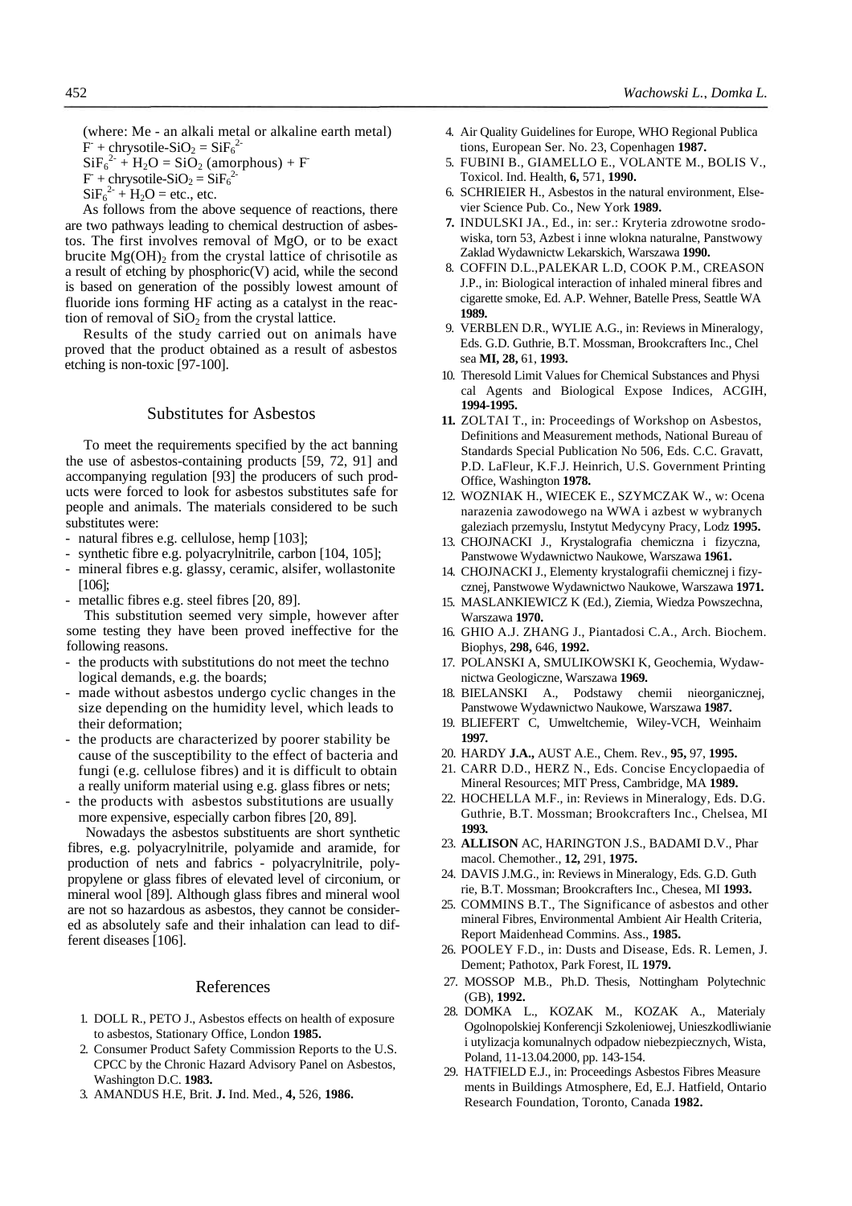(where: Me - an alkali metal or alkaline earth metal)

$F^{-}$ + chrysotile-$SiO_2$ = $SiF_6^{2-}$

$SiF_6^{2-}$ + $H_2O$ = $SiO_2$ (amorphous) + $F^{-}$

$F^{-}$ + chrysotile-$SiO_2$ = $SiF_6^{2-}$

$SiF_6^{2-}$ + $H_2O$ = etc., etc.

As follows from the above sequence of reactions, there are two pathways leading to chemical destruction of asbestos. The first involves removal of MgO, or to be exact brucite $Mg(OH)_2$ from the crystal lattice of chrisotile as a result of etching by phosphoric(V) acid, while the second is based on generation of the possibly lowest amount of fluoride ions forming HF acting as a catalyst in the reaction of removal of $SiO_2$ from the crystal lattice.

Results of the study carried out on animals have proved that the product obtained as a result of asbestos etching is non-toxic [97-100].

## Substitutes for Asbestos

To meet the requirements specified by the act banning the use of asbestos-containing products [59, 72, 91] and accompanying regulation [93] the producers of such products were forced to look for asbestos substitutes safe for people and animals. The materials considered to be such substitutes were:

- natural fibres e.g. cellulose, hemp [103];
- synthetic fibre e.g. polyacrylnitrile, carbon [104, 105];
- mineral fibres e.g. glassy, ceramic, alsifer, wollastonite [106];
- metallic fibres e.g. steel fibres [20, 89].

This substitution seemed very simple, however after some testing they have been proved ineffective for the following reasons.

- the products with substitutions do not meet the techno logical demands, e.g. the boards;
- made without asbestos undergo cyclic changes in the size depending on the humidity level, which leads to their deformation;
- the products are characterized by poorer stability be cause of the susceptibility to the effect of bacteria and fungi (e.g. cellulose fibres) and it is difficult to obtain a really uniform material using e.g. glass fibres or nets;
- the products with asbestos substitutions are usually more expensive, especially carbon fibres [20, 89].

Nowadays the asbestos substituents are short synthetic fibres, e.g. polyacrylnitrile, polyamide and aramide, for production of nets and fabrics - polyacrylnitrile, polypropylene or glass fibres of elevated level of circonium, or mineral wool [89]. Although glass fibres and mineral wool are not so hazardous as asbestos, they cannot be considered as absolutely safe and their inhalation can lead to different diseases [106].

## References

1. DOLL R., PETO J., Asbestos effects on health of exposure to asbestos, Stationary Office, London **1985.**
2. Consumer Product Safety Commission Reports to the U.S. CPCC by the Chronic Hazard Advisory Panel on Asbestos, Washington D.C. **1983.**
3. AMANDUS H.E, Brit. **J.** Ind. Med., **4,** 526, **1986.**
4. Air Quality Guidelines for Europe, WHO Regional Publica tions, European Ser. No. 23, Copenhagen **1987.**
5. FUBINI B., GIAMELLO E., VOLANTE M., BOLIS V., Toxicol. Ind. Health, **6,** 571, **1990.**
6. SCHRIEIER H., Asbestos in the natural environment, Elsevier Science Pub. Co., New York **1989.**
7. INDULSKI JA., Ed., in: ser.: Kryteria zdrowotne srodowiska, torn 53, Azbest i inne wlokna naturalne, Panstwowy Zaklad Wydawnictw Lekarskich, Warszawa **1990.**
8. COFFIN D.L.,PALEKAR L.D, COOK P.M., CREASON J.P., in: Biological interaction of inhaled mineral fibres and cigarette smoke, Ed. A.P. Wehner, Batelle Press, Seattle WA **1989.**
9. VERBLEN D.R., WYLIE A.G., in: Reviews in Mineralogy, Eds. G.D. Guthrie, B.T. Mossman, Brookcrafters Inc., Chel sea **MI, 28,** 61, **1993.**
10. Theresold Limit Values for Chemical Substances and Physi cal Agents and Biological Expose Indices, ACGIH, **1994-1995.**
11. ZOLTAI T., in: Proceedings of Workshop on Asbestos, Definitions and Measurement methods, National Bureau of Standards Special Publication No 506, Eds. C.C. Gravatt, P.D. LaFleur, K.F.J. Heinrich, U.S. Government Printing Office, Washington **1978.**
12. WOZNIAK H., WIECEK E., SZYMCZAK W., w: Ocena narazenia zawodowego na WWA i azbest w wybranych galeziach przemyslu, Instytut Medycyny Pracy, Lodz **1995.**
13. CHOJNACKI J., Krystalografia chemiczna i fizyczna, Panstwowe Wydawnictwo Naukowe, Warszawa **1961.**
14. CHOJNACKI J., Elementy krystalografii chemicznej i fizycznej, Panstwowe Wydawnictwo Naukowe, Warszawa **1971.**
15. MASLANKIEWICZ K (Ed.), Ziemia, Wiedza Powszechna, Warszawa **1970.**
16. GHIO A.J. ZHANG J., Piantadosi C.A., Arch. Biochem. Biophys, **298,** 646, **1992.**
17. POLANSKI A, SMULIKOWSKI K, Geochemia, Wydawnictwa Geologiczne, Warszawa **1969.**
18. BIELANSKI A., Podstawy chemii nieorganicznej, Panstwowe Wydawnictwo Naukowe, Warszawa **1987.**
19. BLIEFERT C, Umweltchemie, Wiley-VCH, Weinhaim **1997.**
20. HARDY **J.A.,** AUST A.E., Chem. Rev., **95,** 97, **1995.**
21. CARR D.D., HERZ N., Eds. Concise Encyclopaedia of Mineral Resources; MIT Press, Cambridge, MA **1989.**
22. HOCHELLA M.F., in: Reviews in Mineralogy, Eds. D.G. Guthrie, B.T. Mossman; Brookcrafters Inc., Chelsea, MI **1993.**
23. **ALLISON** AC, HARINGTON J.S., BADAMI D.V., Phar macol. Chemother., **12,** 291, **1975.**
24. DAVIS J.M.G., in: Reviews in Mineralogy, Eds. G.D. Guth rie, B.T. Mossman; Brookcrafters Inc., Chesea, MI **1993.**
25. COMMINS B.T., The Significance of asbestos and other mineral Fibres, Environmental Ambient Air Health Criteria, Report Maidenhead Commins. Ass., **1985.**
26. POOLEY F.D., in: Dusts and Disease, Eds. R. Lemen, J. Dement; Pathotox, Park Forest, IL **1979.**
27. MOSSOP M.B., Ph.D. Thesis, Nottingham Polytechnic (GB), **1992.**
28. DOMKA L., KOZAK M., KOZAK A., Materialy Ogolnopolskiej Konferencji Szkoleniowej, Unieszkodliwianie i utylizacja komunalnych odpadow niebezpiecznych, Wista, Poland, 11-13.04.2000, pp. 143-154.
29. HATFIELD E.J., in: Proceedings Asbestos Fibres Measure ments in Buildings Atmosphere, Ed, E.J. Hatfield, Ontario Research Foundation, Toronto, Canada **1982.**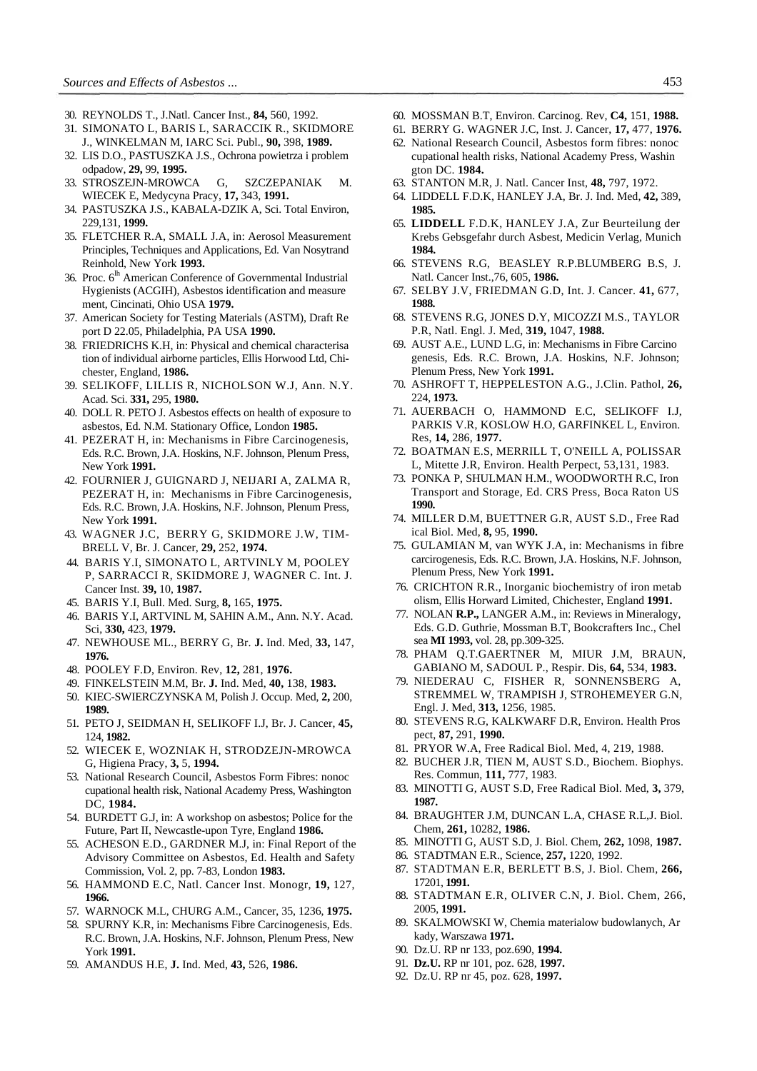30. REYNOLDS T., J.Natl. Cancer Inst., **84,** 560, 1992.
31. SIMONATO L, BARIS L, SARACCIK R., SKIDMORE J., WINKELMAN M, IARC Sci. Publ., **90,** 398, **1989.**
32. LIS D.O., PASTUSZKA J.S., Ochrona powietrza i problem odpadow, **29,** 99, **1995.**
33. STROSZEJN-MROWCA G, SZCZEPANIAK M. WIECEK E, Medycyna Pracy, **17,** 343, **1991.**
34. PASTUSZKA J.S., KABALA-DZIK A, Sci. Total Environ, 229,131, **1999.**
35. FLETCHER R.A, SMALL J.A, in: Aerosol Measurement Principles, Techniques and Applications, Ed. Van Nosytrand Reinhold, New York **1993.**
36. Proc. 6th American Conference of Governmental Industrial Hygienists (ACGIH), Asbestos identification and measure ment, Cincinati, Ohio USA **1979.**
37. American Society for Testing Materials (ASTM), Draft Re port D 22.05, Philadelphia, PA USA **1990.**
38. FRIEDRICHS K.H, in: Physical and chemical characterisa tion of individual airborne particles, Ellis Horwood Ltd, Chichester, England, **1986.**
39. SELIKOFF, LILLIS R, NICHOLSON W.J, Ann. N.Y. Acad. Sci. **331,** 295, **1980.**
40. DOLL R. PETO J. Asbestos effects on health of exposure to asbestos, Ed. N.M. Stationary Office, London **1985.**
41. PEZERAT H, in: Mechanisms in Fibre Carcinogenesis, Eds. R.C. Brown, J.A. Hoskins, N.F. Johnson, Plenum Press, New York **1991.**
42. FOURNIER J, GUIGNARD J, NEIJARI A, ZALMA R, PEZERAT H, in: Mechanisms in Fibre Carcinogenesis, Eds. R.C. Brown, J.A. Hoskins, N.F. Johnson, Plenum Press, New York **1991.**
43. WAGNER J.C, BERRY G, SKIDMORE J.W, TIMBRELL V, Br. J. Cancer, **29,** 252, **1974.**
44. BARIS Y.I, SIMONATO L, ARTVINLY M, POOLEY P, SARRACCI R, SKIDMORE J, WAGNER C. Int. J. Cancer Inst. **39,** 10, **1987.**
45. BARIS Y.I, Bull. Med. Surg, **8,** 165, **1975.**
46. BARIS Y.I, ARTVINL M, SAHIN A.M., Ann. N.Y. Acad. Sci, **330,** 423, **1979.**
47. NEWHOUSE ML., BERRY G, Br. **J.** Ind. Med, **33,** 147, **1976.**
48. POOLEY F.D, Environ. Rev, **12,** 281, **1976.**
49. FINKELSTEIN M.M, Br. **J.** Ind. Med, **40,** 138, **1983.**
50. KIEC-SWIERCZYNSKA M, Polish J. Occup. Med, **2,** 200, **1989.**
51. PETO J, SEIDMAN H, SELIKOFF I.J, Br. J. Cancer, **45,** 124, **1982.**
52. WIECEK E, WOZNIAK H, STRODZEJN-MROWCA G, Higiena Pracy, **3,** 5, **1994.**
53. National Research Council, Asbestos Form Fibres: nonoc cupational health risk, National Academy Press, Washington DC, **1984.**
54. BURDETT G.J, in: A workshop on asbestos; Police for the Future, Part II, Newcastle-upon Tyre, England **1986.**
55. ACHESON E.D., GARDNER M.J, in: Final Report of the Advisory Committee on Asbestos, Ed. Health and Safety Commission, Vol. 2, pp. 7-83, London **1983.**
56. HAMMOND E.C, Natl. Cancer Inst. Monogr, **19,** 127, **1966.**
57. WARNOCK M.L, CHURG A.M., Cancer, 35, 1236, **1975.**
58. SPURNY K.R, in: Mechanisms Fibre Carcinogenesis, Eds. R.C. Brown, J.A. Hoskins, N.F. Johnson, Plenum Press, New York **1991.**
59. AMANDUS H.E, **J.** Ind. Med, **43,** 526, **1986.**
60. MOSSMAN B.T, Environ. Carcinog. Rev, **C4,** 151, **1988.**
61. BERRY G. WAGNER J.C, Inst. J. Cancer, **17,** 477, **1976.**
62. National Research Council, Asbestos form fibres: nonoc cupational health risks, National Academy Press, Washin gton DC. **1984.**
63. STANTON M.R, J. Natl. Cancer Inst, **48,** 797, 1972.
64. LIDDELL F.D.K, HANLEY J.A, Br. J. Ind. Med, **42,** 389, **1985.**
65. **LIDDELL** F.D.K, HANLEY J.A, Zur Beurteilung der Krebs Gebsgefahr durch Asbest, Medicin Verlag, Munich **1984.**
66. STEVENS R.G, BEASLEY R.P.BLUMBERG B.S, J. Natl. Cancer Inst.,76, 605, **1986.**
67. SELBY J.V, FRIEDMAN G.D, Int. J. Cancer. **41,** 677, **1988.**
68. STEVENS R.G, JONES D.Y, MICOZZI M.S., TAYLOR P.R, Natl. Engl. J. Med, **319,** 1047, **1988.**
69. AUST A.E., LUND L.G, in: Mechanisms in Fibre Carcino genesis, Eds. R.C. Brown, J.A. Hoskins, N.F. Johnson; Plenum Press, New York **1991.**
70. ASHROFT T, HEPPELESTON A.G., J.Clin. Pathol, **26,** 224, **1973.**
71. AUERBACH O, HAMMOND E.C, SELIKOFF I.J, PARKIS V.R, KOSLOW H.O, GARFINKEL L, Environ. Res, **14,** 286, **1977.**
72. BOATMAN E.S, MERRILL T, O'NEILL A, POLISSAR L, Mitette J.R, Environ. Health Perpect, 53,131, 1983.
73. PONKA P, SHULMAN H.M., WOODWORTH R.C, Iron Transport and Storage, Ed. CRS Press, Boca Raton US **1990.**
74. MILLER D.M, BUETTNER G.R, AUST S.D., Free Rad ical Biol. Med, **8,** 95, **1990.**
75. GULAMIAN M, van WYK J.A, in: Mechanisms in fibre carcirogenesis, Eds. R.C. Brown, J.A. Hoskins, N.F. Johnson, Plenum Press, New York **1991.**
76. CRICHTON R.R., Inorganic biochemistry of iron metab olism, Ellis Horward Limited, Chichester, England **1991.**
77. NOLAN **R.P.,** LANGER A.M., in: Reviews in Mineralogy, Eds. G.D. Guthrie, Mossman B.T, Bookcrafters Inc., Chel sea **MI 1993,** vol. 28, pp.309-325.
78. PHAM Q.T.GAERTNER M, MIUR J.M, BRAUN, GABIANO M, SADOUL P., Respir. Dis, **64,** 534, **1983.**
79. NIEDERAU C, FISHER R, SONNENSBERG A, STREMMEL W, TRAMPISH J, STROHEMEYER G.N, Engl. J. Med, **313,** 1256, 1985.
80. STEVENS R.G, KALKWARF D.R, Environ. Health Pros pect, **87,** 291, **1990.**
81. PRYOR W.A, Free Radical Biol. Med, 4, 219, 1988.
82. BUCHER J.R, TIEN M, AUST S.D., Biochem. Biophys. Res. Commun, **111,** 777, 1983.
83. MINOTTI G, AUST S.D, Free Radical Biol. Med, **3,** 379, **1987.**
84. BRAUGHTER J.M, DUNCAN L.A, CHASE R.L,J. Biol. Chem, **261,** 10282, **1986.**
85. MINOTTI G, AUST S.D, J. Biol. Chem, **262,** 1098, **1987.**
86. STADTMAN E.R., Science, **257,** 1220, 1992.
87. STADTMAN E.R, BERLETT B.S, J. Biol. Chem, **266,** 17201, **1991.**
88. STADTMAN E.R, OLIVER C.N, J. Biol. Chem, 266, 2005, **1991.**
89. SKALMOWSKI W, Chemia materialow budowlanych, Ar kady, Warszawa **1971.**
90. Dz.U. RP nr 133, poz.690, **1994.**
91. **Dz.U.** RP nr 101, poz. 628, **1997.**
92. Dz.U. RP nr 45, poz. 628, **1997.**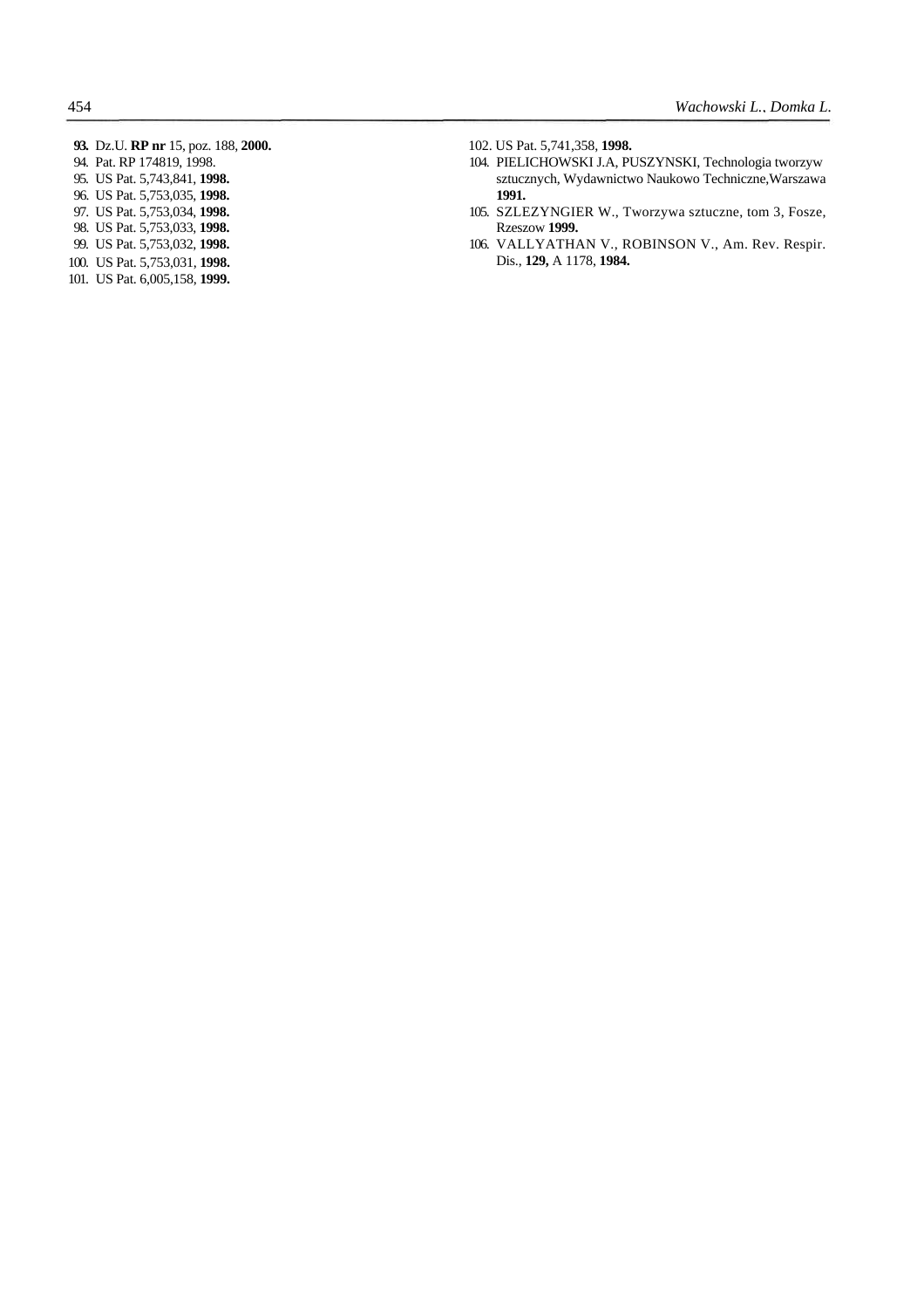93. Dz.U. **RP nr** 15, poz. 188, **2000.**
94. Pat. RP 174819, 1998.
95. US Pat. 5,743,841, **1998.**
96. US Pat. 5,753,035, **1998.**
97. US Pat. 5,753,034, **1998.**
98. US Pat. 5,753,033, **1998.**
99. US Pat. 5,753,032, **1998.**
100. US Pat. 5,753,031, **1998.**
101. US Pat. 6,005,158, **1999.**
102. US Pat. 5,741,358, **1998.**
104. PIELICHOWSKI J.A, PUSZYNSKI, Technologia tworzyw sztucznych, Wydawnictwo Naukowo Techniczne,Warszawa **1991.**
105. SZLEZYNGIER W., Tworzywa sztuczne, tom 3, Fosze, Rzeszow **1999.**
106. VALLYATHAN V., ROBINSON V., Am. Rev. Respir. Dis., **129,** A 1178, **1984.**